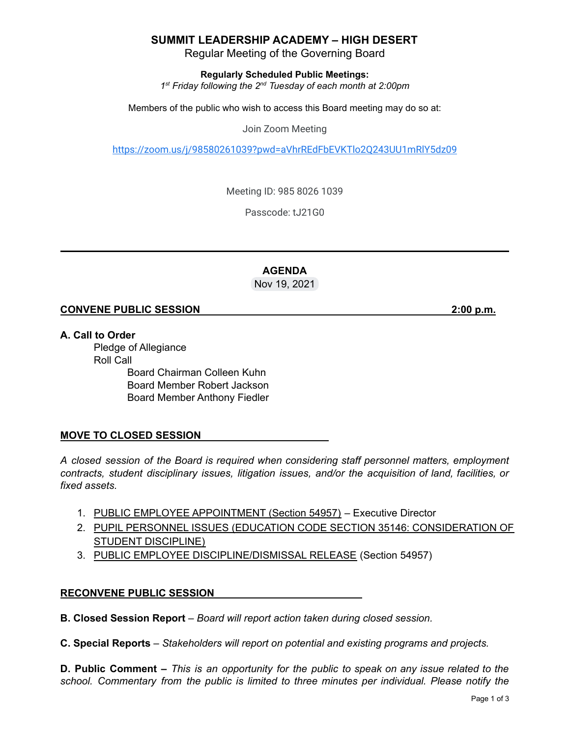# SUMMIT LEADERSHIP ACADEMY – HIGH DESERT

Regular Meeting of the Governing Board

**Regularly Scheduled Public Meetings:**

*1st Friday following the 2nd Tuesday of each month at 2:00pm*

Members of the public who wish to access this Board meeting may do so at:

Join Zoom Meeting

https://zoom.us/j/98580261039?pwd=aVhrREdFbEVKTlo2Q243UU1mRlY5dz09

Meeting ID: 985 8026 1039

Passcode: tJ21G0

---

## AGENDA

Nov 19, 2021

**CONVENE PUBLIC SESSION** **2:00 p.m.**

**A. Call to Order**

Pledge of Allegiance

Roll Call

Board Chairman Colleen Kuhn

Board Member Robert Jackson

Board Member Anthony Fiedler

**MOVE TO CLOSED SESSION**

*A closed session of the Board is required when considering staff personnel matters, employment contracts, student disciplinary issues, litigation issues, and/or the acquisition of land, facilities, or fixed assets.*

1. PUBLIC EMPLOYEE APPOINTMENT (Section 54957) – Executive Director
2. PUPIL PERSONNEL ISSUES (EDUCATION CODE SECTION 35146: CONSIDERATION OF STUDENT DISCIPLINE)
3. PUBLIC EMPLOYEE DISCIPLINE/DISMISSAL RELEASE (Section 54957)

**RECONVENE PUBLIC SESSION**

**B. Closed Session Report** – *Board will report action taken during closed session.*

**C. Special Reports** – *Stakeholders will report on potential and existing programs and projects.*

**D. Public Comment –** *This is an opportunity for the public to speak on any issue related to the school. Commentary from the public is limited to three minutes per individual. Please notify the*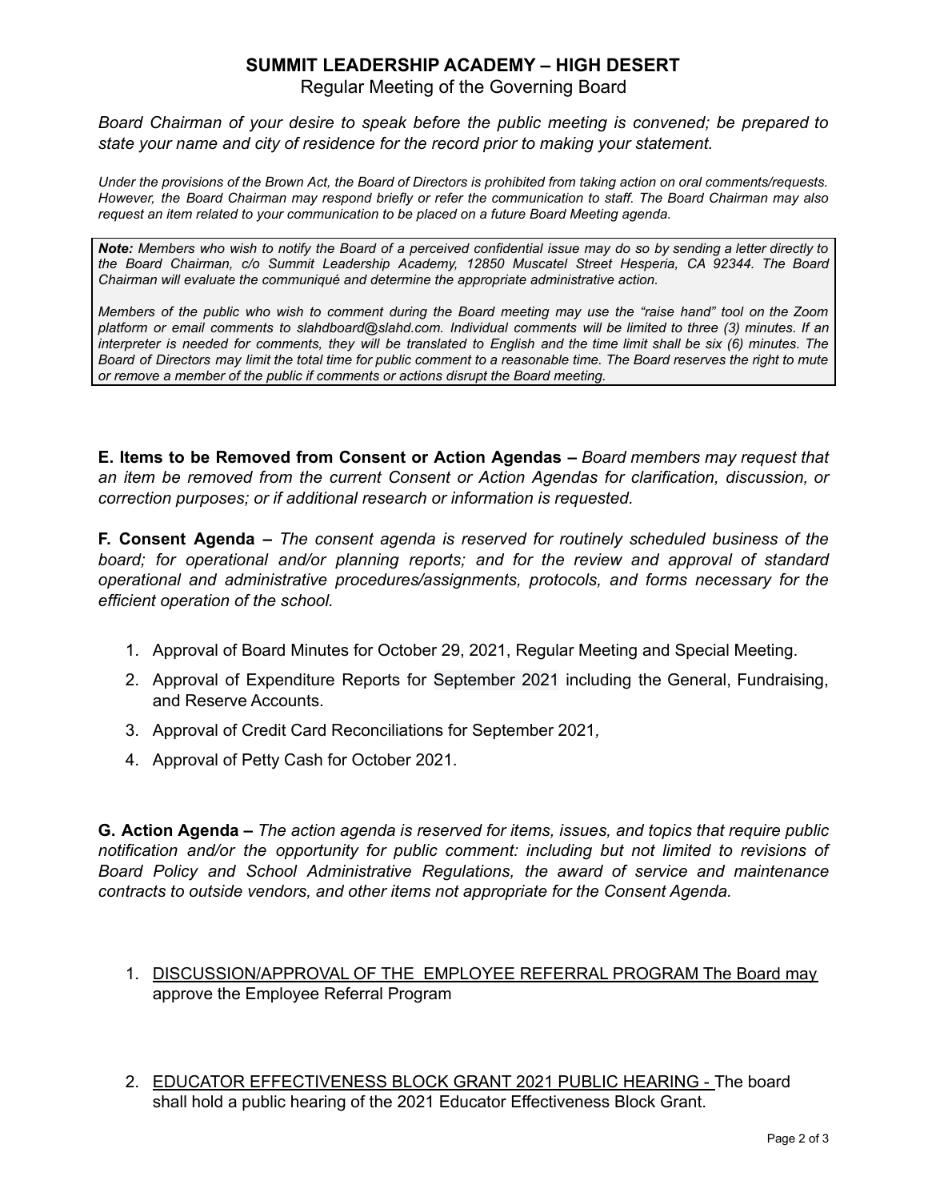**SUMMIT LEADERSHIP ACADEMY – HIGH DESERT**

Regular Meeting of the Governing Board

*Board Chairman of your desire to speak before the public meeting is convened; be prepared to state your name and city of residence for the record prior to making your statement.*

*Under the provisions of the Brown Act, the Board of Directors is prohibited from taking action on oral comments/requests. However, the Board Chairman may respond briefly or refer the communication to staff. The Board Chairman may also request an item related to your communication to be placed on a future Board Meeting agenda.*

> ***Note:** Members who wish to notify the Board of a perceived confidential issue may do so by sending a letter directly to the Board Chairman, c/o Summit Leadership Academy, 12850 Muscatel Street Hesperia, CA 92344. The Board Chairman will evaluate the communiqué and determine the appropriate administrative action.*
>
> *Members of the public who wish to comment during the Board meeting may use the "raise hand" tool on the Zoom platform or email comments to slahdboard@slahd.com. Individual comments will be limited to three (3) minutes. If an interpreter is needed for comments, they will be translated to English and the time limit shall be six (6) minutes. The Board of Directors may limit the total time for public comment to a reasonable time. The Board reserves the right to mute or remove a member of the public if comments or actions disrupt the Board meeting.*

**E. Items to be Removed from Consent or Action Agendas –** *Board members may request that an item be removed from the current Consent or Action Agendas for clarification, discussion, or correction purposes; or if additional research or information is requested.*

**F. Consent Agenda –** *The consent agenda is reserved for routinely scheduled business of the board; for operational and/or planning reports; and for the review and approval of standard operational and administrative procedures/assignments, protocols, and forms necessary for the efficient operation of the school.*

1. Approval of Board Minutes for October 29, 2021, Regular Meeting and Special Meeting.
2. Approval of Expenditure Reports for September 2021 including the General, Fundraising, and Reserve Accounts.
3. Approval of Credit Card Reconciliations for September 2021,
4. Approval of Petty Cash for October 2021.

**G. Action Agenda –** *The action agenda is reserved for items, issues, and topics that require public notification and/or the opportunity for public comment: including but not limited to revisions of Board Policy and School Administrative Regulations, the award of service and maintenance contracts to outside vendors, and other items not appropriate for the Consent Agenda.*

1. DISCUSSION/APPROVAL OF THE EMPLOYEE REFERRAL PROGRAM The Board may approve the Employee Referral Program

2. EDUCATOR EFFECTIVENESS BLOCK GRANT 2021 PUBLIC HEARING - The board shall hold a public hearing of the 2021 Educator Effectiveness Block Grant.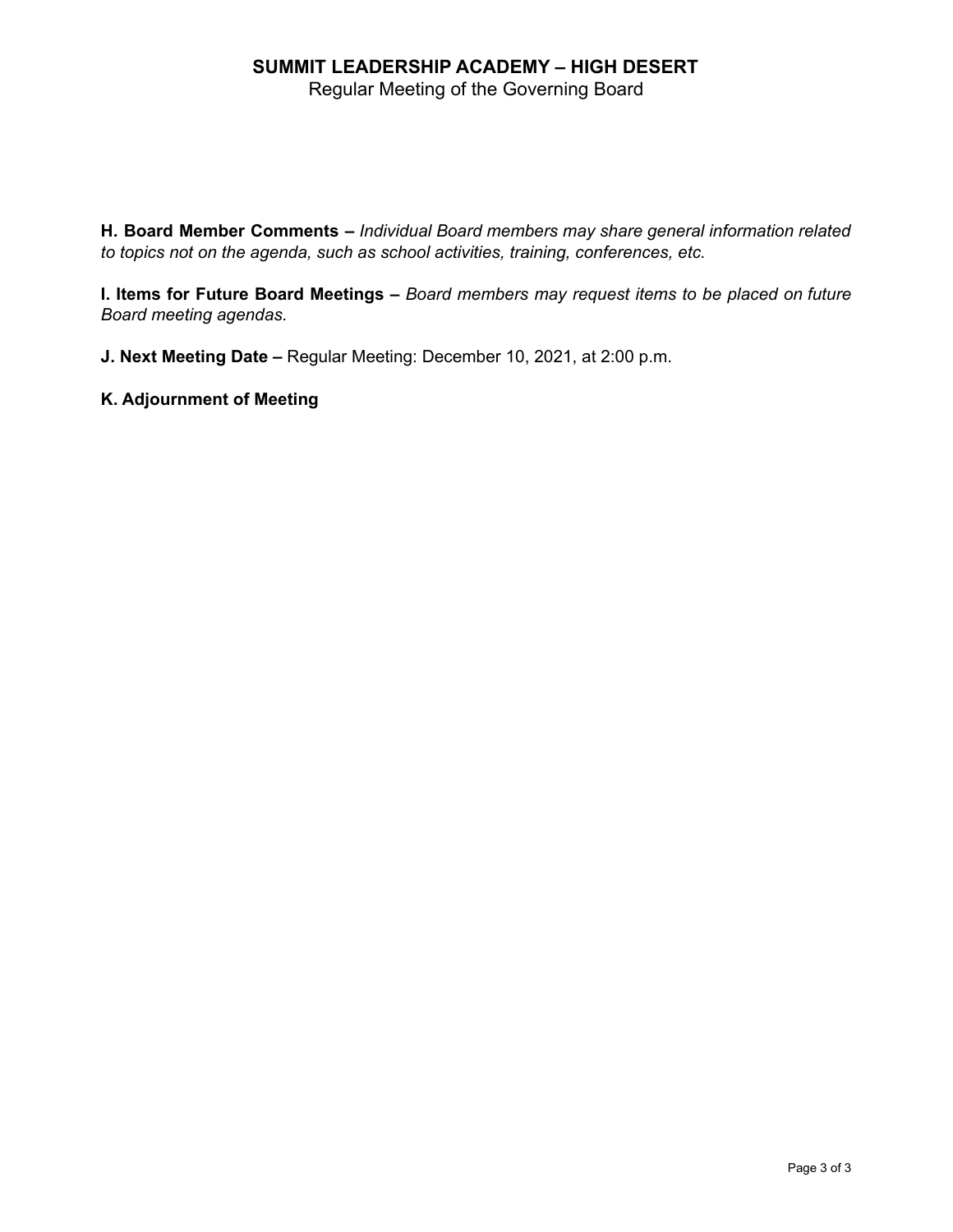**H. Board Member Comments –** *Individual Board members may share general information related to topics not on the agenda, such as school activities, training, conferences, etc.*

**I. Items for Future Board Meetings –** *Board members may request items to be placed on future Board meeting agendas.*

**J. Next Meeting Date –** Regular Meeting: December 10, 2021, at 2:00 p.m.

**K. Adjournment of Meeting**